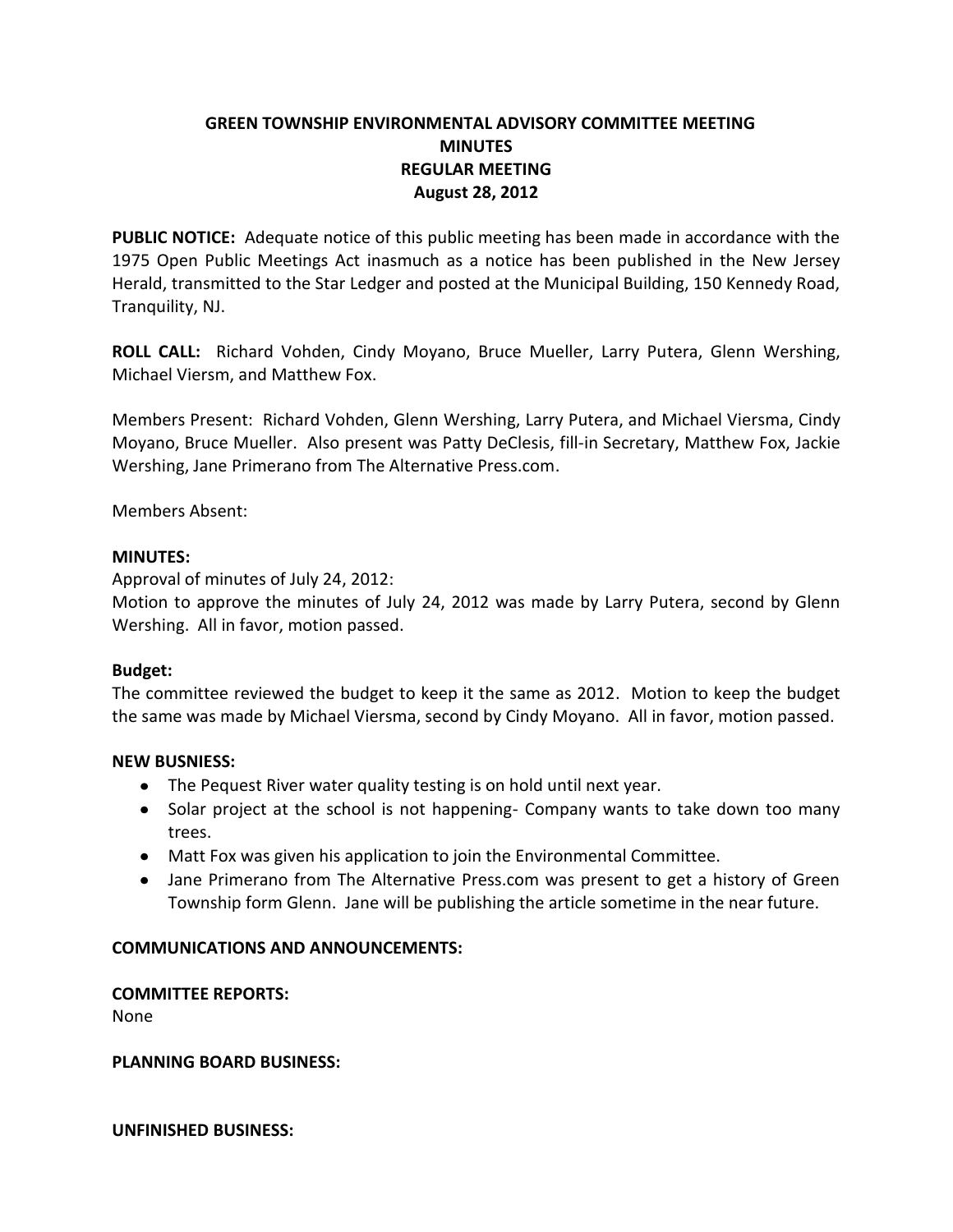# GREEN TOWNSHIP ENVIRONMENTAL ADVISORY COMMITTEE MEETING
## MINUTES
## REGULAR MEETING
## August 28, 2012

**PUBLIC NOTICE:** Adequate notice of this public meeting has been made in accordance with the 1975 Open Public Meetings Act inasmuch as a notice has been published in the New Jersey Herald, transmitted to the Star Ledger and posted at the Municipal Building, 150 Kennedy Road, Tranquility, NJ.

**ROLL CALL:** Richard Vohden, Cindy Moyano, Bruce Mueller, Larry Putera, Glenn Wershing, Michael Viersm, and Matthew Fox.

Members Present: Richard Vohden, Glenn Wershing, Larry Putera, and Michael Viersma, Cindy Moyano, Bruce Mueller. Also present was Patty DeClesis, fill-in Secretary, Matthew Fox, Jackie Wershing, Jane Primerano from The Alternative Press.com.

Members Absent:

**MINUTES:**
Approval of minutes of July 24, 2012:
Motion to approve the minutes of July 24, 2012 was made by Larry Putera, second by Glenn Wershing. All in favor, motion passed.

**Budget:**
The committee reviewed the budget to keep it the same as 2012. Motion to keep the budget the same was made by Michael Viersma, second by Cindy Moyano. All in favor, motion passed.

**NEW BUSNIESS:**

- The Pequest River water quality testing is on hold until next year.
- Solar project at the school is not happening- Company wants to take down too many trees.
- Matt Fox was given his application to join the Environmental Committee.
- Jane Primerano from The Alternative Press.com was present to get a history of Green Township form Glenn. Jane will be publishing the article sometime in the near future.

**COMMUNICATIONS AND ANNOUNCEMENTS:**

**COMMITTEE REPORTS:**
None

**PLANNING BOARD BUSINESS:**

**UNFINISHED BUSINESS:**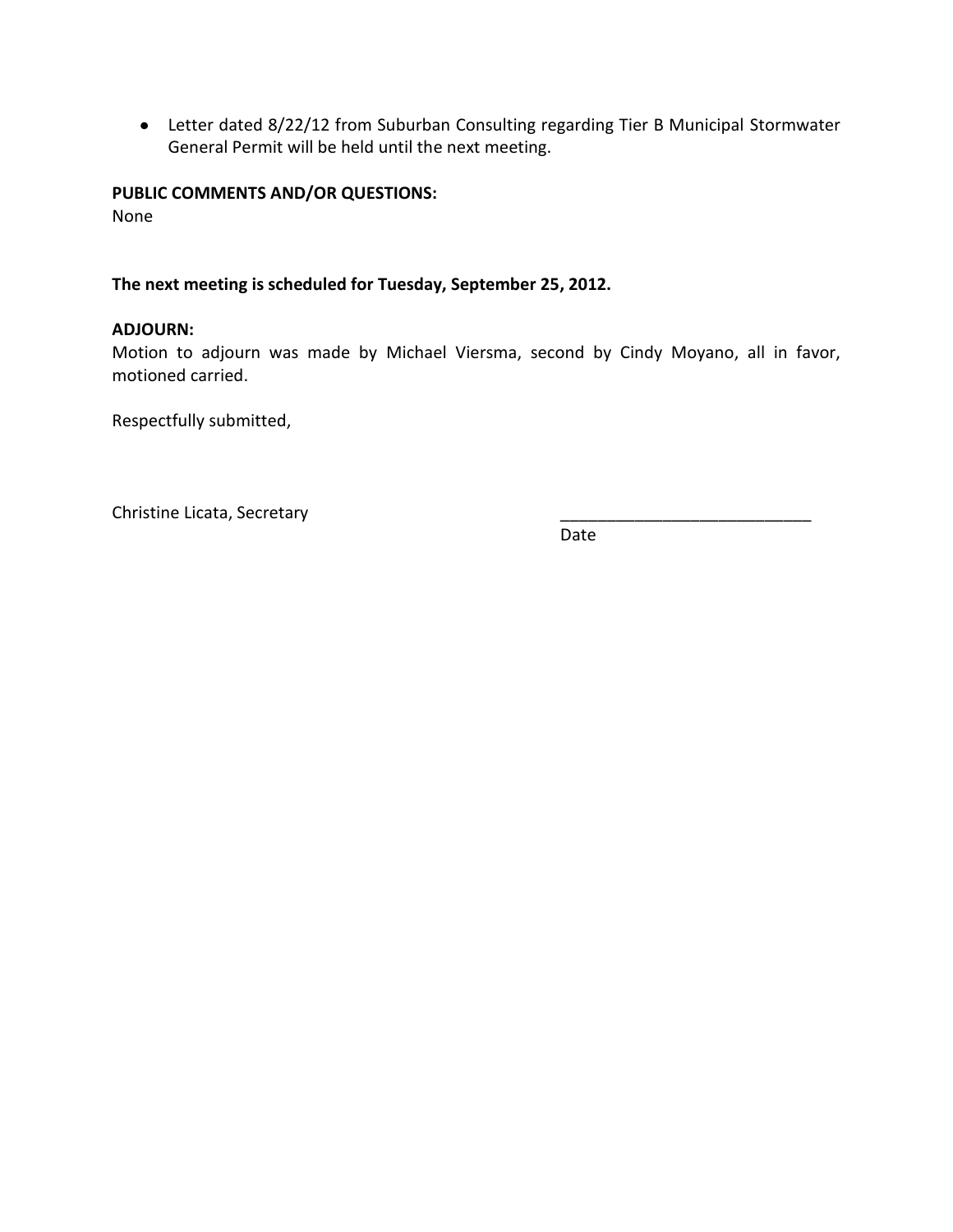- Letter dated 8/22/12 from Suburban Consulting regarding Tier B Municipal Stormwater General Permit will be held until the next meeting.

**PUBLIC COMMENTS AND/OR QUESTIONS:**
None

**The next meeting is scheduled for Tuesday, September 25, 2012.**

**ADJOURN:**
Motion to adjourn was made by Michael Viersma, second by Cindy Moyano, all in favor, motioned carried.

Respectfully submitted,

Christine Licata, Secretary ___________________________
Date